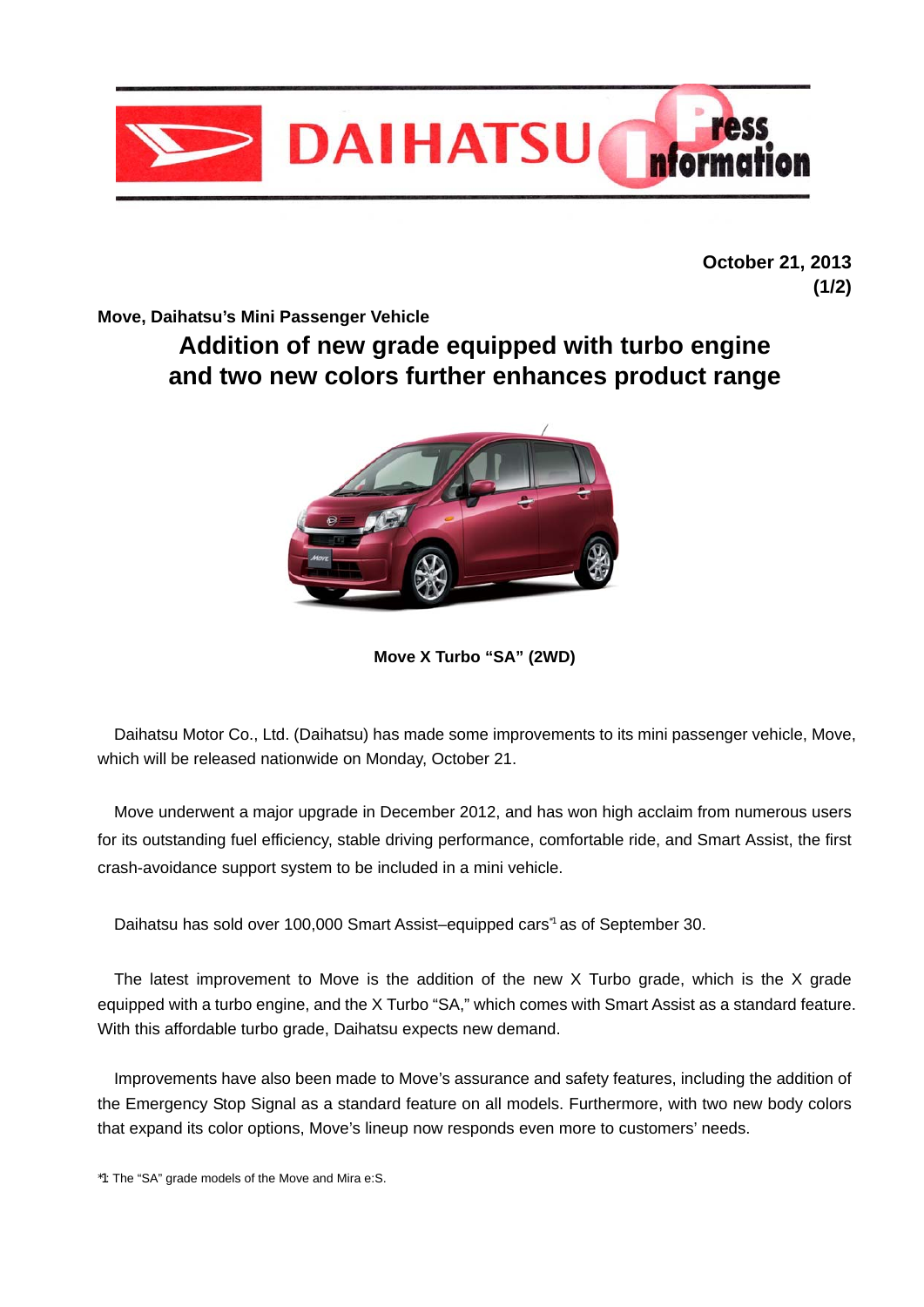October 21, 2013
(1/2)

**Move, Daihatsu's Mini Passenger Vehicle**

# Addition of new grade equipped with turbo engine and two new colors further enhances product range

**Move X Turbo "SA" (2WD)**

Daihatsu Motor Co., Ltd. (Daihatsu) has made some improvements to its mini passenger vehicle, Move, which will be released nationwide on Monday, October 21.

Move underwent a major upgrade in December 2012, and has won high acclaim from numerous users for its outstanding fuel efficiency, stable driving performance, comfortable ride, and Smart Assist, the first crash-avoidance support system to be included in a mini vehicle.

Daihatsu has sold over 100,000 Smart Assist–equipped cars[*1] as of September 30.

The latest improvement to Move is the addition of the new X Turbo grade, which is the X grade equipped with a turbo engine, and the X Turbo "SA," which comes with Smart Assist as a standard feature. With this affordable turbo grade, Daihatsu expects new demand.

Improvements have also been made to Move's assurance and safety features, including the addition of the Emergency Stop Signal as a standard feature on all models. Furthermore, with two new body colors that expand its color options, Move's lineup now responds even more to customers' needs.

*1: The "SA" grade models of the Move and Mira e:S.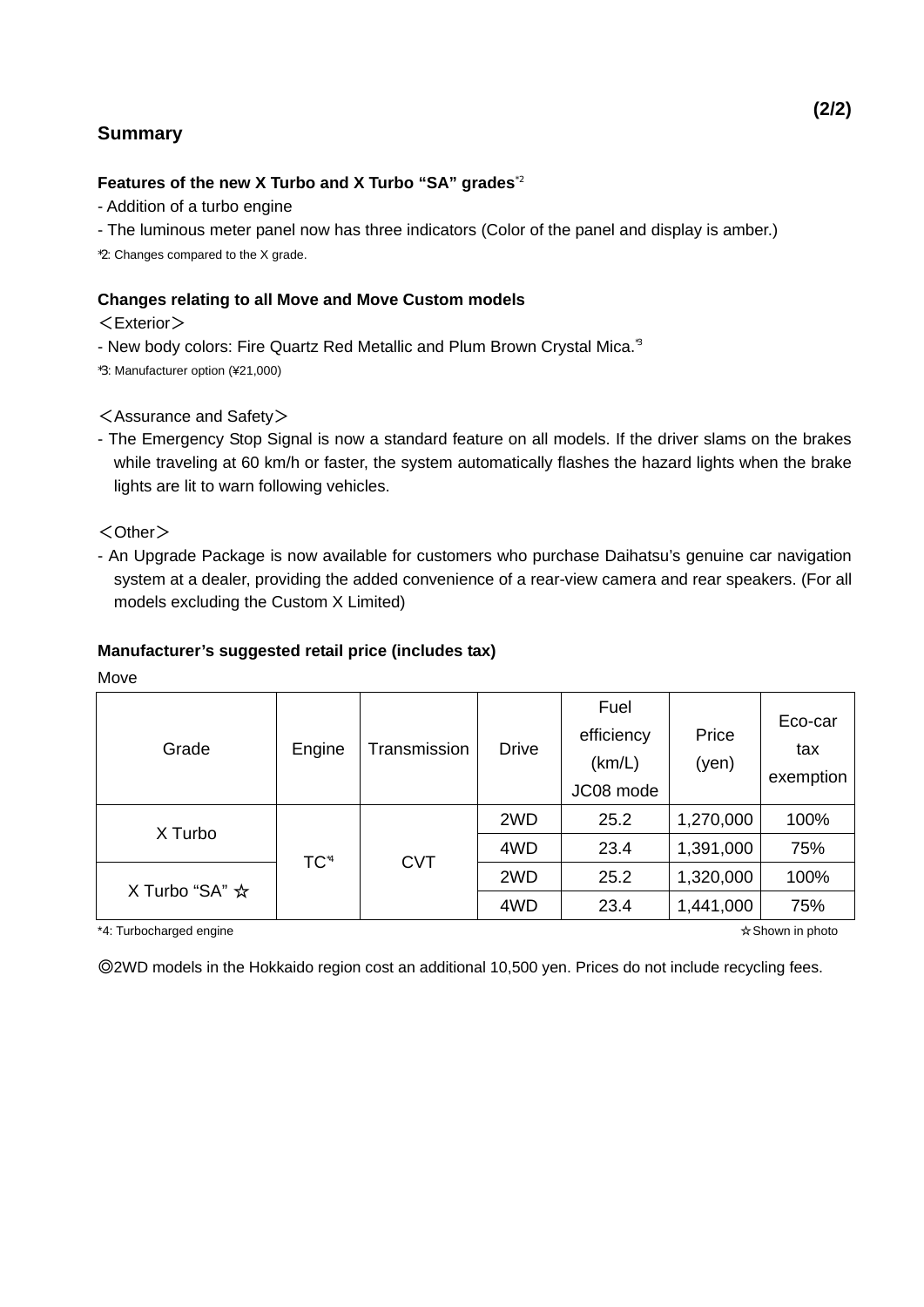## Summary

**Features of the new X Turbo and X Turbo "SA" grades**[*2]

- Addition of a turbo engine
- The luminous meter panel now has three indicators (Color of the panel and display is amber.)

*2: Changes compared to the X grade.

**Changes relating to all Move and Move Custom models**

＜Exterior＞

- New body colors: Fire Quartz Red Metallic and Plum Brown Crystal Mica.[*3]

*3: Manufacturer option (¥21,000)

＜Assurance and Safety＞

- The Emergency Stop Signal is now a standard feature on all models. If the driver slams on the brakes while traveling at 60 km/h or faster, the system automatically flashes the hazard lights when the brake lights are lit to warn following vehicles.

＜Other＞

- An Upgrade Package is now available for customers who purchase Daihatsu's genuine car navigation system at a dealer, providing the added convenience of a rear-view camera and rear speakers. (For all models excluding the Custom X Limited)

**Manufacturer's suggested retail price (includes tax)**

Move

| Grade | Engine | Transmission | Drive | Fuel efficiency (km/L) JC08 mode | Price (yen) | Eco-car tax exemption |
|---|---|---|---|---|---|---|
| X Turbo | TC[*4] | CVT | 2WD | 25.2 | 1,270,000 | 100% |
| | | | 4WD | 23.4 | 1,391,000 | 75% |
| X Turbo "SA" ☆ | | | 2WD | 25.2 | 1,320,000 | 100% |
| | | | 4WD | 23.4 | 1,441,000 | 75% |

*4: Turbocharged engine ☆Shown in photo

◎2WD models in the Hokkaido region cost an additional 10,500 yen. Prices do not include recycling fees.